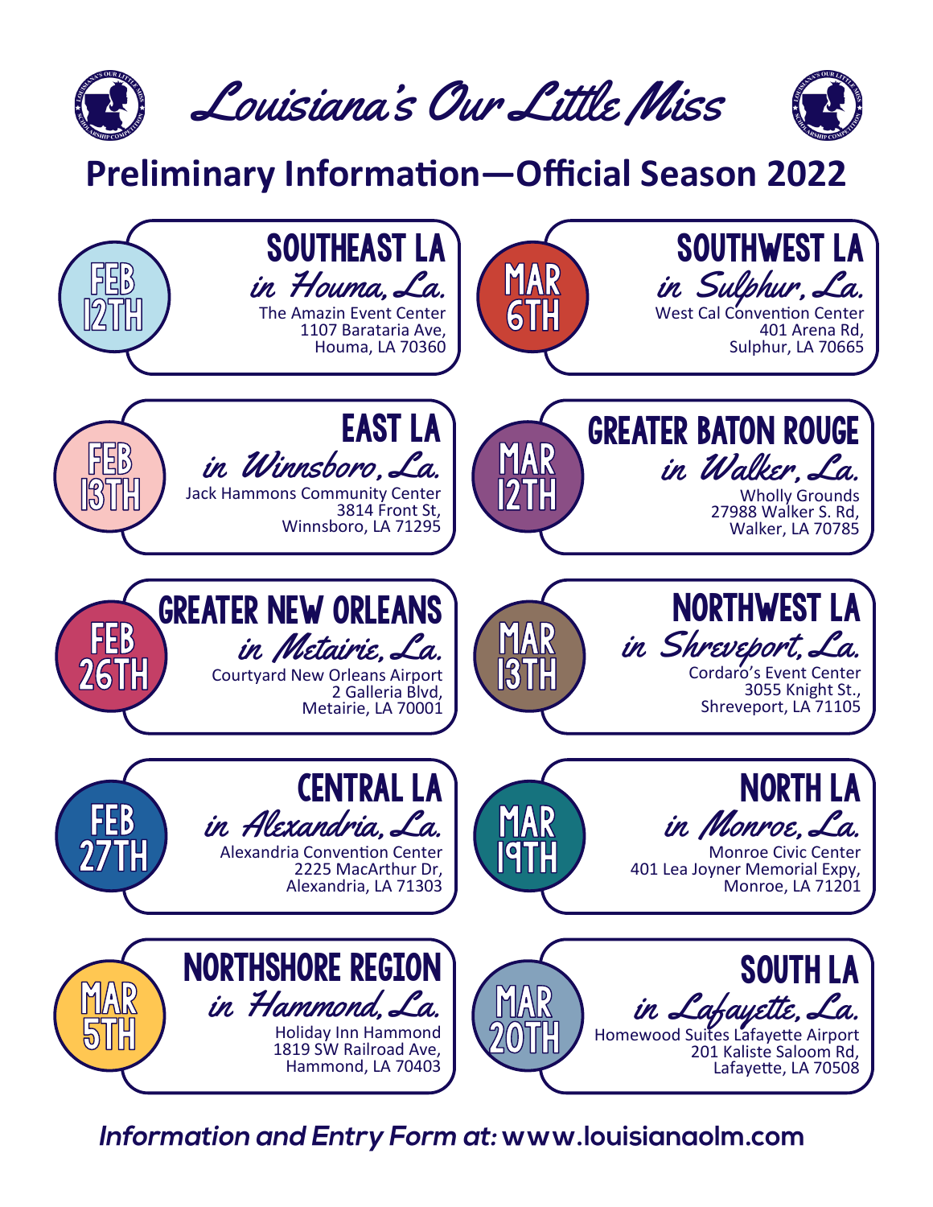# Louisiana's Our Little Miss

## Preliminary Information—Official Season 2022

**FEB 12TH**

### SOUTHEAST LA

*in Houma, La.*

The Amazin Event Center
1107 Barataria Ave,
Houma, LA 70360

**MAR 6TH**

### SOUTHWEST LA

*in Sulphur, La.*

West Cal Convention Center
401 Arena Rd,
Sulphur, LA 70665

**FEB 13TH**

### EAST LA

*in Winnsboro, La.*

Jack Hammons Community Center
3814 Front St,
Winnsboro, LA 71295

**MAR 12TH**

### GREATER BATON ROUGE

*in Walker, La.*

Wholly Grounds
27988 Walker S. Rd,
Walker, LA 70785

**FEB 26TH**

### GREATER NEW ORLEANS

*in Metairie, La.*

Courtyard New Orleans Airport
2 Galleria Blvd,
Metairie, LA 70001

**MAR 13TH**

### NORTHWEST LA

*in Shreveport, La.*

Cordaro's Event Center
3055 Knight St.,
Shreveport, LA 71105

**FEB 27TH**

### CENTRAL LA

*in Alexandria, La.*

Alexandria Convention Center
2225 MacArthur Dr,
Alexandria, LA 71303

**MAR 19TH**

### NORTH LA

*in Monroe, La.*

Monroe Civic Center
401 Lea Joyner Memorial Expy,
Monroe, LA 71201

**MAR 5TH**

### NORTHSHORE REGION

*in Hammond, La.*

Holiday Inn Hammond
1819 SW Railroad Ave,
Hammond, LA 70403

**MAR 20TH**

### SOUTH LA

*in Lafayette, La.*

Homewood Suites Lafayette Airport
201 Kaliste Saloom Rd,
Lafayette, LA 70508

***Information and Entry Form at:* www.louisianaolm.com**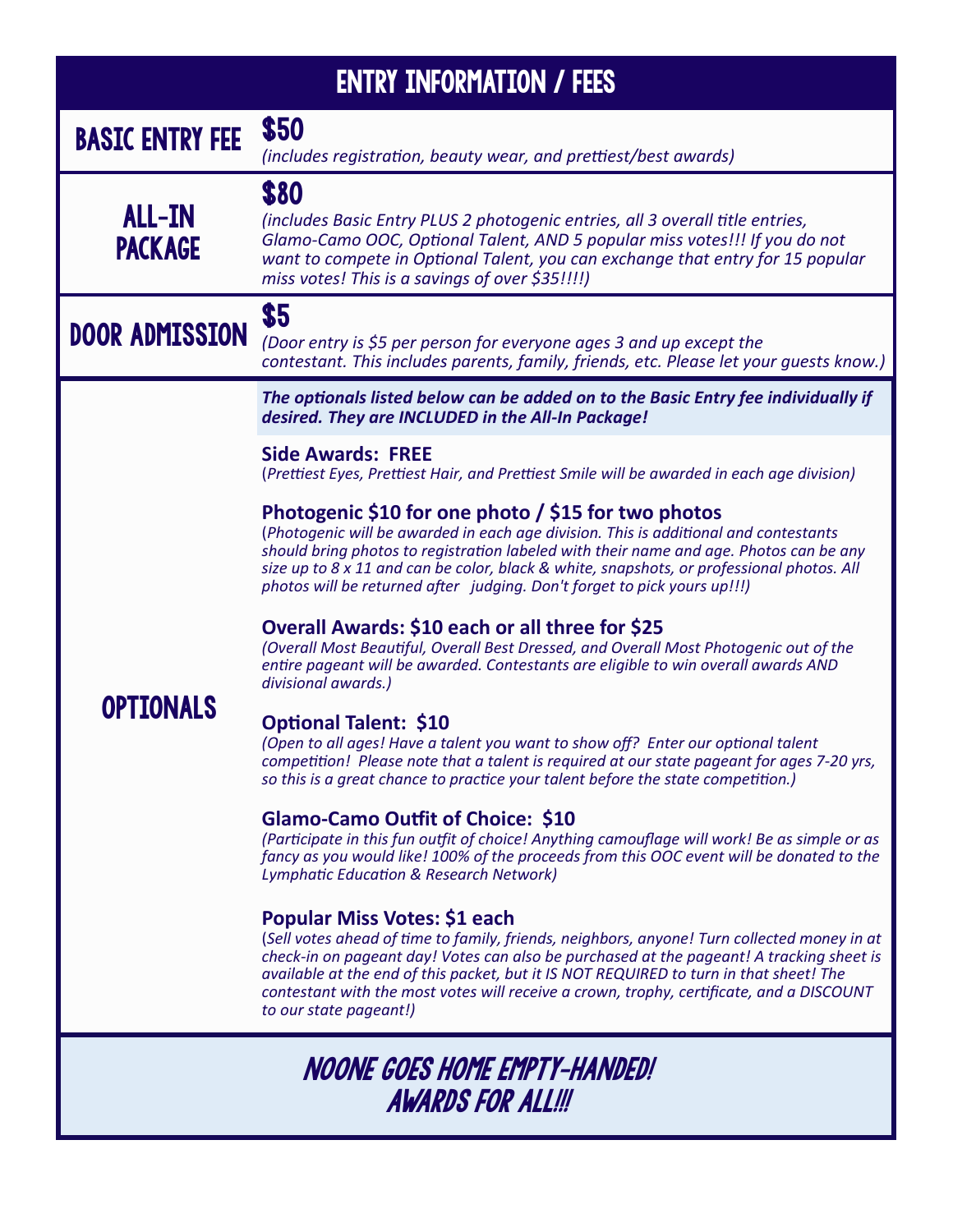# ENTRY INFORMATION / FEES

## BASIC ENTRY FEE

**$50**

*(includes registration, beauty wear, and prettiest/best awards)*

## ALL-IN PACKAGE

**$80**

*(includes Basic Entry PLUS 2 photogenic entries, all 3 overall title entries, Glamo-Camo OOC, Optional Talent, AND 5 popular miss votes!!! If you do not want to compete in Optional Talent, you can exchange that entry for 15 popular miss votes! This is a savings of over $35!!!!)*

## DOOR ADMISSION

**$5**

*(Door entry is $5 per person for everyone ages 3 and up except the contestant. This includes parents, family, friends, etc. Please let your guests know.)*

## OPTIONALS

***The optionals listed below can be added on to the Basic Entry fee individually if desired. They are INCLUDED in the All-In Package!***

**Side Awards: FREE**
(*Prettiest Eyes, Prettiest Hair, and Prettiest Smile will be awarded in each age division)*

**Photogenic $10 for one photo / $15 for two photos**
(*Photogenic will be awarded in each age division. This is additional and contestants should bring photos to registration labeled with their name and age. Photos can be any size up to 8 x 11 and can be color, black & white, snapshots, or professional photos. All photos will be returned after judging. Don't forget to pick yours up!!!)*

**Overall Awards: $10 each or all three for $25**
*(Overall Most Beautiful, Overall Best Dressed, and Overall Most Photogenic out of the entire pageant will be awarded. Contestants are eligible to win overall awards AND divisional awards.)*

**Optional Talent: $10**
*(Open to all ages! Have a talent you want to show off? Enter our optional talent competition! Please note that a talent is required at our state pageant for ages 7-20 yrs, so this is a great chance to practice your talent before the state competition.)*

**Glamo-Camo Outfit of Choice: $10**
*(Participate in this fun outfit of choice! Anything camouflage will work! Be as simple or as fancy as you would like! 100% of the proceeds from this OOC event will be donated to the Lymphatic Education & Research Network)*

**Popular Miss Votes: $1 each**
(*Sell votes ahead of time to family, friends, neighbors, anyone! Turn collected money in at check-in on pageant day! Votes can also be purchased at the pageant! A tracking sheet is available at the end of this packet, but it IS NOT REQUIRED to turn in that sheet! The contestant with the most votes will receive a crown, trophy, certificate, and a DISCOUNT to our state pageant!)*

***NOONE GOES HOME EMPTY-HANDED!***
***AWARDS FOR ALL!!!***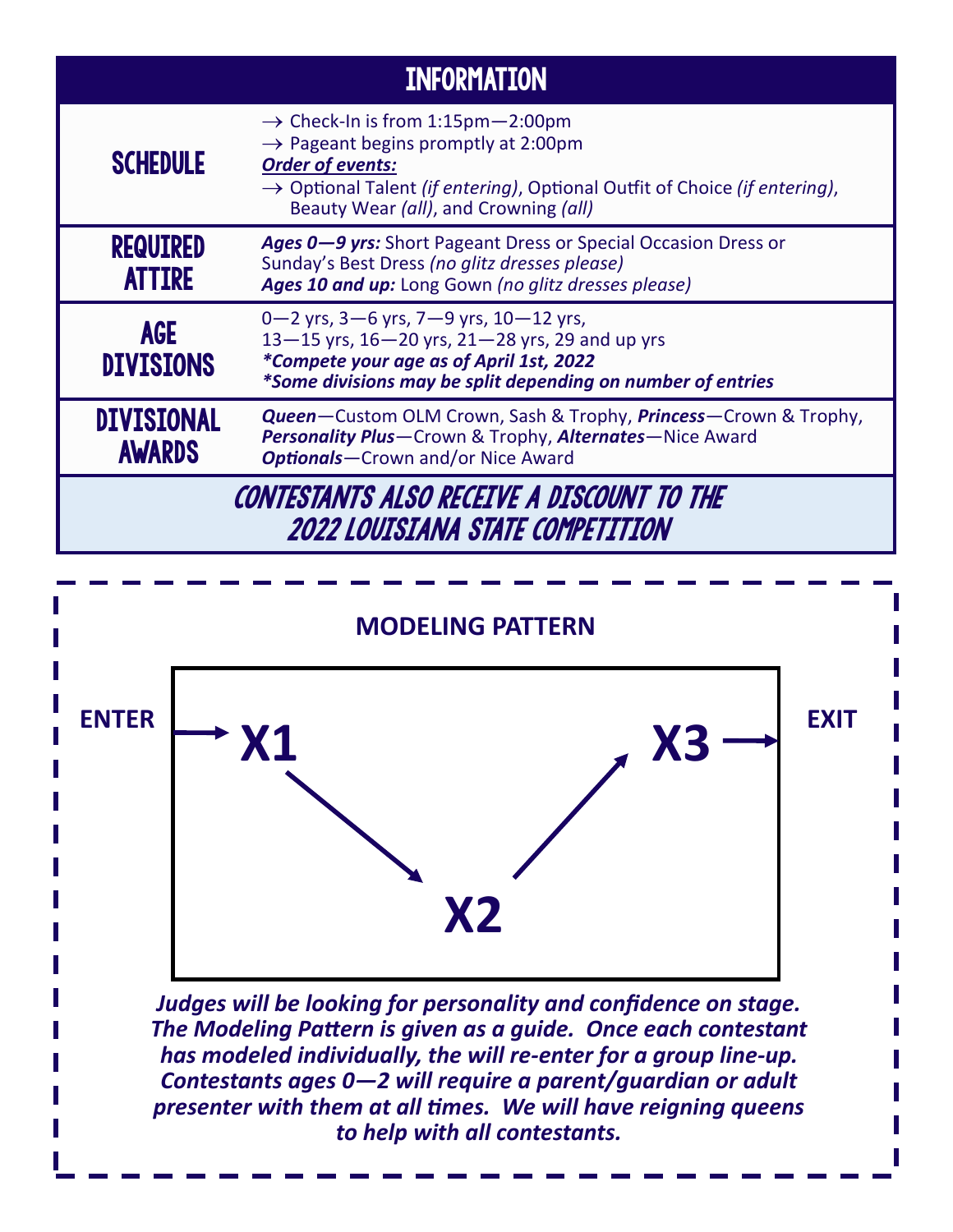## INFORMATION

| | |
|---|---|
| **SCHEDULE** | → Check-In is from 1:15pm—2:00pm<br>→ Pageant begins promptly at 2:00pm<br>***Order of events:***<br>→ Optional Talent *(if entering)*, Optional Outfit of Choice *(if entering)*, Beauty Wear *(all)*, and Crowning *(all)* |
| **REQUIRED ATTIRE** | ***Ages 0—9 yrs:*** Short Pageant Dress or Special Occasion Dress or Sunday's Best Dress *(no glitz dresses please)*<br>***Ages 10 and up:*** Long Gown *(no glitz dresses please)* |
| **AGE DIVISIONS** | 0—2 yrs, 3—6 yrs, 7—9 yrs, 10—12 yrs,<br>13—15 yrs, 16—20 yrs, 21—28 yrs, 29 and up yrs<br>***\*Compete your age as of April 1st, 2022***<br>***\*Some divisions may be split depending on number of entries*** |
| **DIVISIONAL AWARDS** | ***Queen***—Custom OLM Crown, Sash & Trophy, ***Princess***—Crown & Trophy, ***Personality Plus***—Crown & Trophy, ***Alternates***—Nice Award<br>***Optionals***—Crown and/or Nice Award |

***CONTESTANTS ALSO RECEIVE A DISCOUNT TO THE 2022 LOUISIANA STATE COMPETITION***

## MODELING PATTERN

ENTER → X1 → X2 → X3 → EXIT

***Judges will be looking for personality and confidence on stage. The Modeling Pattern is given as a guide. Once each contestant has modeled individually, the will re-enter for a group line-up. Contestants ages 0—2 will require a parent/guardian or adult presenter with them at all times. We will have reigning queens to help with all contestants.***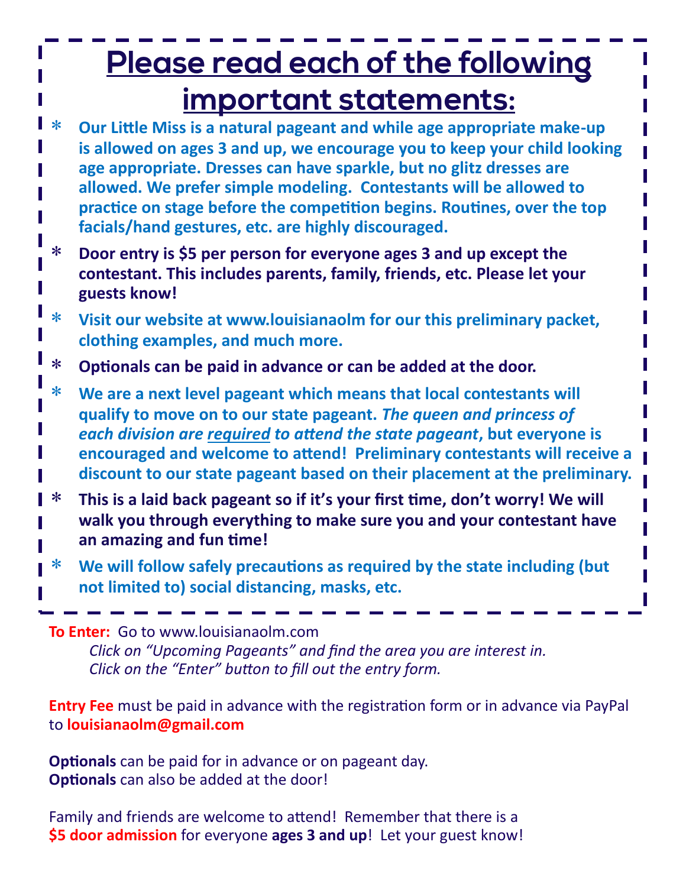# Please read each of the following important statements:

- **Our Little Miss is a natural pageant and while age appropriate make-up is allowed on ages 3 and up, we encourage you to keep your child looking age appropriate. Dresses can have sparkle, but no glitz dresses are allowed. We prefer simple modeling. Contestants will be allowed to practice on stage before the competition begins. Routines, over the top facials/hand gestures, etc. are highly discouraged.**
- **Door entry is $5 per person for everyone ages 3 and up except the contestant. This includes parents, family, friends, etc. Please let your guests know!**
- **Visit our website at www.louisianaolm for our this preliminary packet, clothing examples, and much more.**
- **Optionals can be paid in advance or can be added at the door.**
- **We are a next level pageant which means that local contestants will qualify to move on to our state pageant. *The queen and princess of each division are <u>required</u> to attend the state pageant*, but everyone is encouraged and welcome to attend! Preliminary contestants will receive a discount to our state pageant based on their placement at the preliminary.**
- **This is a laid back pageant so if it's your first time, don't worry! We will walk you through everything to make sure you and your contestant have an amazing and fun time!**
- **We will follow safely precautions as required by the state including (but not limited to) social distancing, masks, etc.**

**To Enter:** Go to www.louisianaolm.com
*Click on "Upcoming Pageants" and find the area you are interest in.*
*Click on the "Enter" button to fill out the entry form.*

**Entry Fee** must be paid in advance with the registration form or in advance via PayPal to **louisianaolm@gmail.com**

**Optionals** can be paid for in advance or on pageant day.
**Optionals** can also be added at the door!

Family and friends are welcome to attend! Remember that there is a **$5 door admission** for everyone **ages 3 and up**! Let your guest know!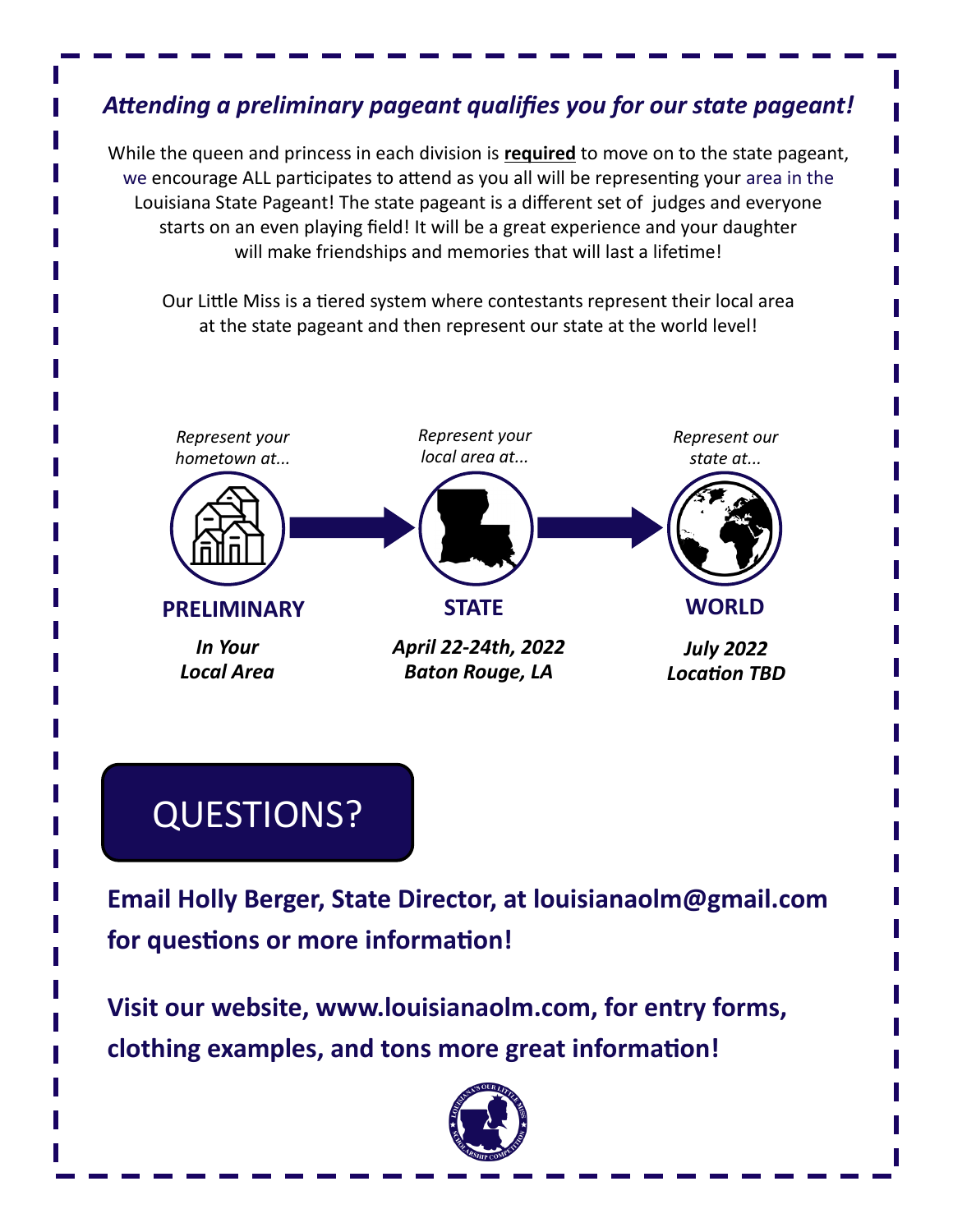***Attending a preliminary pageant qualifies you for our state pageant!***

While the queen and princess in each division is **required** to move on to the state pageant, we encourage ALL participates to attend as you all will be representing your area in the Louisiana State Pageant! The state pageant is a different set of judges and everyone starts on an even playing field! It will be a great experience and your daughter will make friendships and memories that will last a lifetime!

Our Little Miss is a tiered system where contestants represent their local area at the state pageant and then represent our state at the world level!

*Represent your hometown at...*

**PRELIMINARY**

***In Your Local Area***

*Represent your local area at...*

**STATE**

***April 22-24th, 2022***
***Baton Rouge, LA***

*Represent our state at...*

**WORLD**

***July 2022***
***Location TBD***

## QUESTIONS?

**Email Holly Berger, State Director, at louisianaolm@gmail.com for questions or more information!**

**Visit our website, www.louisianaolm.com, for entry forms, clothing examples, and tons more great information!**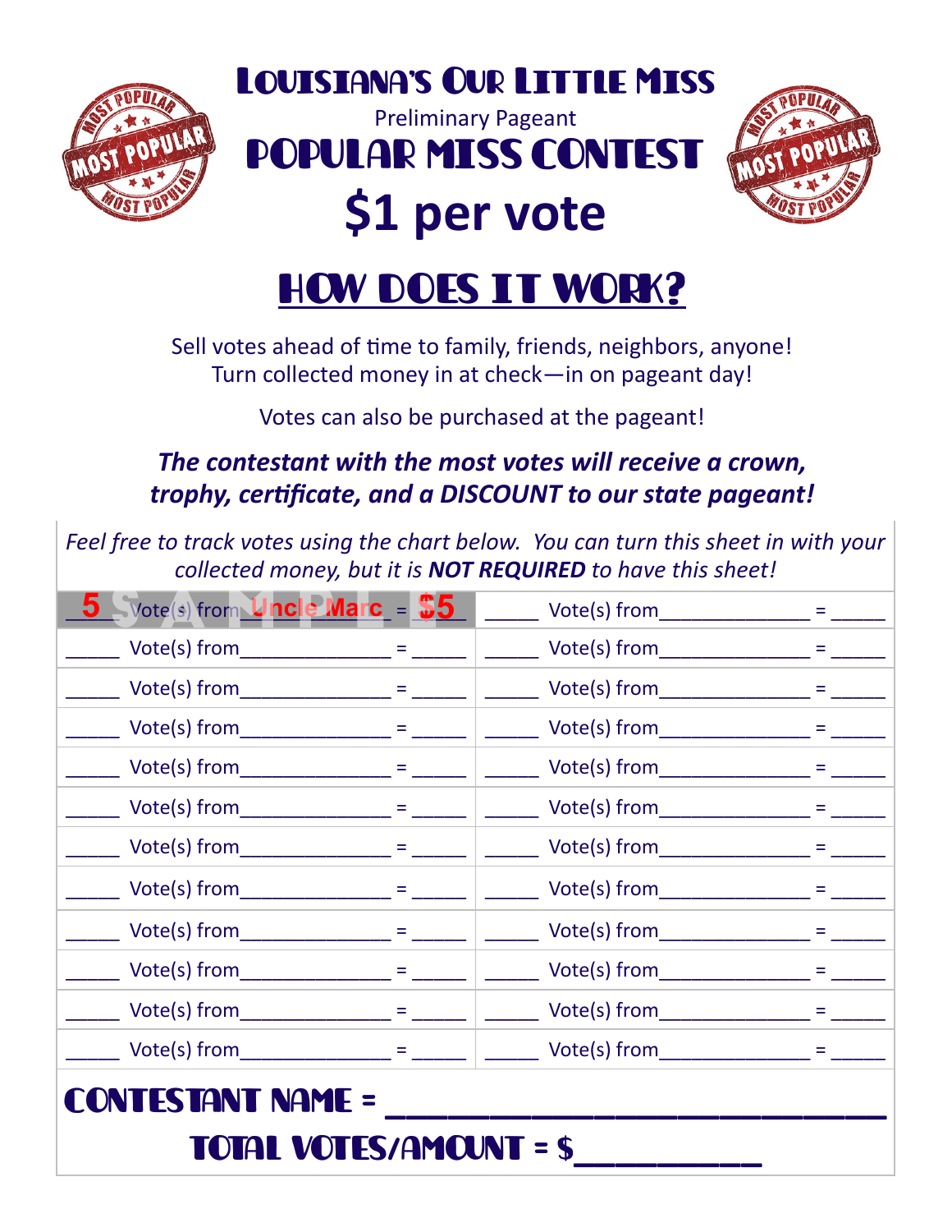# LOUISIANA'S OUR LITTLE MISS

Preliminary Pageant

# POPULAR MISS CONTEST

## $1 per vote

## HOW DOES IT WORK?

Sell votes ahead of time to family, friends, neighbors, anyone!
Turn collected money in at check—in on pageant day!

Votes can also be purchased at the pageant!

***The contestant with the most votes will receive a crown, trophy, certificate, and a DISCOUNT to our state pageant!***

*Feel free to track votes using the chart below. You can turn this sheet in with your collected money, but it is **NOT REQUIRED** to have this sheet!*

| | |
|---|---|
| 5 Vote(s) from Uncle Marc = $5 (SAMPLE) | _____ Vote(s) from______________ = _____ |
| _____ Vote(s) from______________ = _____ | _____ Vote(s) from______________ = _____ |
| _____ Vote(s) from______________ = _____ | _____ Vote(s) from______________ = _____ |
| _____ Vote(s) from______________ = _____ | _____ Vote(s) from______________ = _____ |
| _____ Vote(s) from______________ = _____ | _____ Vote(s) from______________ = _____ |
| _____ Vote(s) from______________ = _____ | _____ Vote(s) from______________ = _____ |
| _____ Vote(s) from______________ = _____ | _____ Vote(s) from______________ = _____ |
| _____ Vote(s) from______________ = _____ | _____ Vote(s) from______________ = _____ |
| _____ Vote(s) from______________ = _____ | _____ Vote(s) from______________ = _____ |
| _____ Vote(s) from______________ = _____ | _____ Vote(s) from______________ = _____ |
| _____ Vote(s) from______________ = _____ | _____ Vote(s) from______________ = _____ |
| _____ Vote(s) from______________ = _____ | _____ Vote(s) from______________ = _____ |

**CONTESTANT NAME = ____________________________**

**TOTAL VOTES/AMOUNT = $__________**